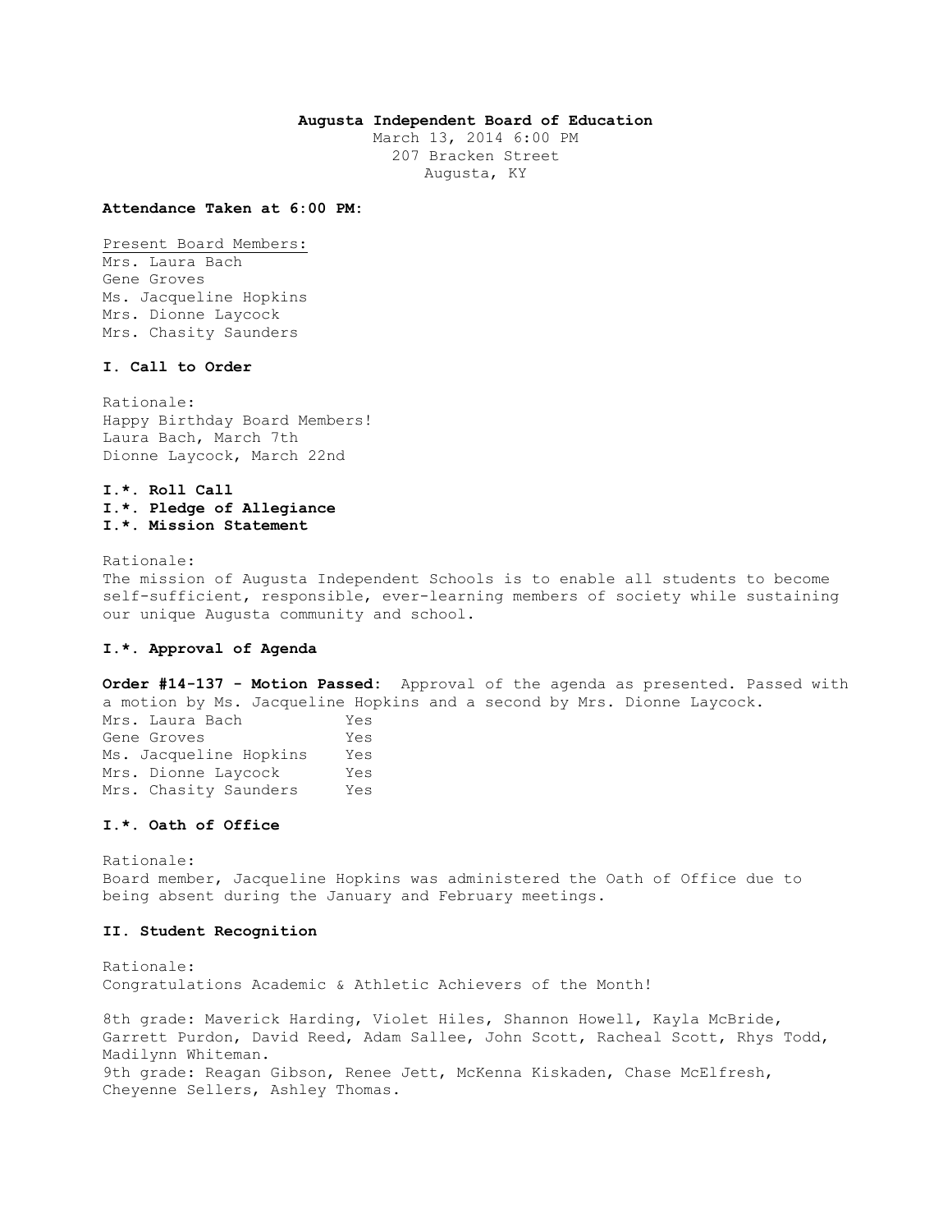**Augusta Independent Board of Education**

March 13, 2014 6:00 PM
207 Bracken Street
Augusta, KY

**Attendance Taken at 6:00 PM:**

Present Board Members:
Mrs. Laura Bach
Gene Groves
Ms. Jacqueline Hopkins
Mrs. Dionne Laycock
Mrs. Chasity Saunders

**I. Call to Order**

Rationale:
Happy Birthday Board Members!
Laura Bach, March 7th
Dionne Laycock, March 22nd

**I.*. Roll Call**
**I.*. Pledge of Allegiance**
**I.*. Mission Statement**

Rationale:
The mission of Augusta Independent Schools is to enable all students to become self-sufficient, responsible, ever-learning members of society while sustaining our unique Augusta community and school.

**I.*. Approval of Agenda**

**Order #14-137 - Motion Passed:** Approval of the agenda as presented. Passed with a motion by Ms. Jacqueline Hopkins and a second by Mrs. Dionne Laycock.

| | |
|---|---|
| Mrs. Laura Bach | Yes |
| Gene Groves | Yes |
| Ms. Jacqueline Hopkins | Yes |
| Mrs. Dionne Laycock | Yes |
| Mrs. Chasity Saunders | Yes |

**I.*. Oath of Office**

Rationale:
Board member, Jacqueline Hopkins was administered the Oath of Office due to being absent during the January and February meetings.

**II. Student Recognition**

Rationale:
Congratulations Academic & Athletic Achievers of the Month!

8th grade: Maverick Harding, Violet Hiles, Shannon Howell, Kayla McBride, Garrett Purdon, David Reed, Adam Sallee, John Scott, Racheal Scott, Rhys Todd, Madilynn Whiteman.
9th grade: Reagan Gibson, Renee Jett, McKenna Kiskaden, Chase McElfresh, Cheyenne Sellers, Ashley Thomas.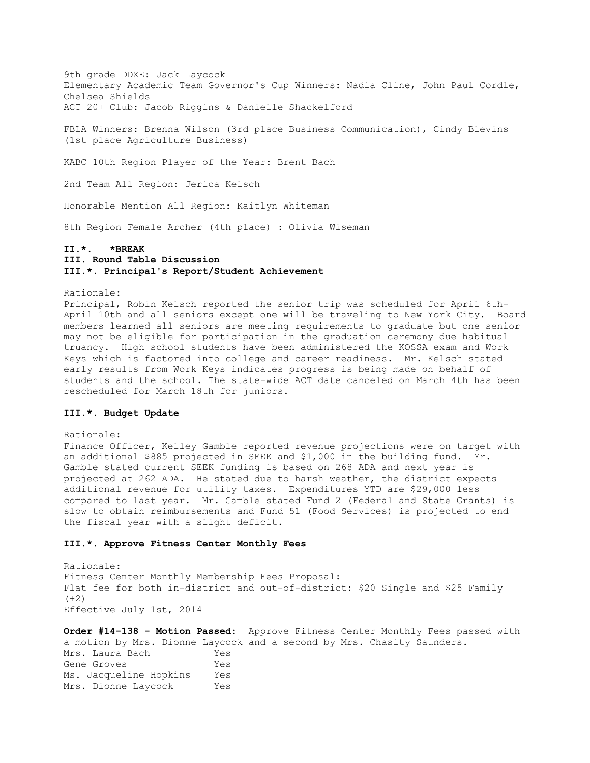9th grade DDXE: Jack Laycock
Elementary Academic Team Governor's Cup Winners: Nadia Cline, John Paul Cordle, Chelsea Shields
ACT 20+ Club: Jacob Riggins & Danielle Shackelford

FBLA Winners: Brenna Wilson (3rd place Business Communication), Cindy Blevins (1st place Agriculture Business)

KABC 10th Region Player of the Year: Brent Bach

2nd Team All Region: Jerica Kelsch

Honorable Mention All Region: Kaitlyn Whiteman

8th Region Female Archer (4th place) : Olivia Wiseman

**II.*. *BREAK**

**III. Round Table Discussion**

**III.*. Principal's Report/Student Achievement**

Rationale:
Principal, Robin Kelsch reported the senior trip was scheduled for April 6th-April 10th and all seniors except one will be traveling to New York City. Board members learned all seniors are meeting requirements to graduate but one senior may not be eligible for participation in the graduation ceremony due habitual truancy. High school students have been administered the KOSSA exam and Work Keys which is factored into college and career readiness. Mr. Kelsch stated early results from Work Keys indicates progress is being made on behalf of students and the school. The state-wide ACT date canceled on March 4th has been rescheduled for March 18th for juniors.

**III.*. Budget Update**

Rationale:
Finance Officer, Kelley Gamble reported revenue projections were on target with an additional $885 projected in SEEK and $1,000 in the building fund. Mr. Gamble stated current SEEK funding is based on 268 ADA and next year is projected at 262 ADA. He stated due to harsh weather, the district expects additional revenue for utility taxes. Expenditures YTD are $29,000 less compared to last year. Mr. Gamble stated Fund 2 (Federal and State Grants) is slow to obtain reimbursements and Fund 51 (Food Services) is projected to end the fiscal year with a slight deficit.

**III.*. Approve Fitness Center Monthly Fees**

Rationale:
Fitness Center Monthly Membership Fees Proposal:
Flat fee for both in-district and out-of-district: $20 Single and $25 Family (+2)
Effective July 1st, 2014

**Order #14-138 - Motion Passed:** Approve Fitness Center Monthly Fees passed with a motion by Mrs. Dionne Laycock and a second by Mrs. Chasity Saunders.

| | |
|---|---|
| Mrs. Laura Bach | Yes |
| Gene Groves | Yes |
| Ms. Jacqueline Hopkins | Yes |
| Mrs. Dionne Laycock | Yes |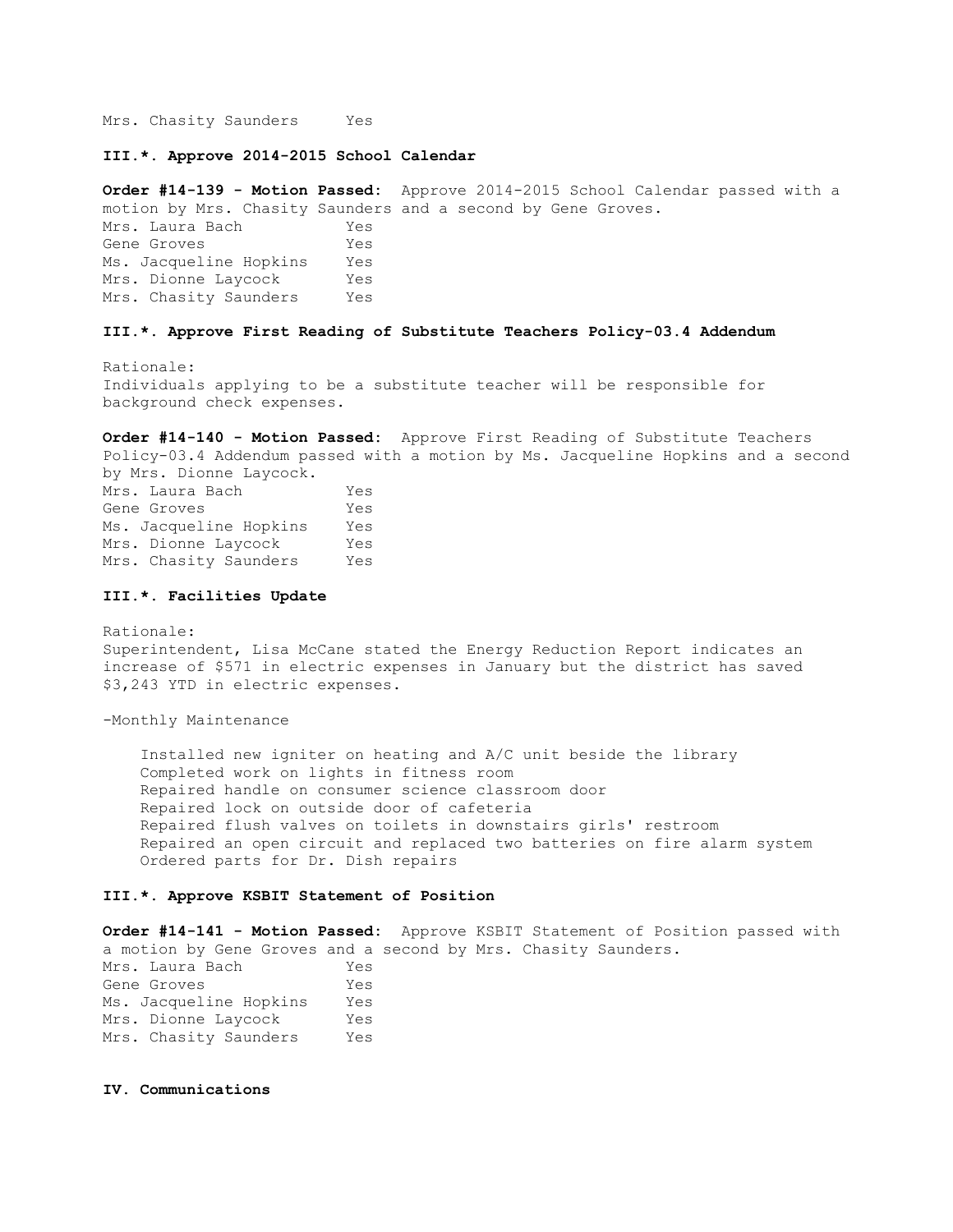Mrs. Chasity Saunders Yes

**III.*. Approve 2014-2015 School Calendar**

**Order #14-139 - Motion Passed:** Approve 2014-2015 School Calendar passed with a motion by Mrs. Chasity Saunders and a second by Gene Groves.

| | |
|---|---|
| Mrs. Laura Bach | Yes |
| Gene Groves | Yes |
| Ms. Jacqueline Hopkins | Yes |
| Mrs. Dionne Laycock | Yes |
| Mrs. Chasity Saunders | Yes |

**III.*. Approve First Reading of Substitute Teachers Policy-03.4 Addendum**

Rationale:
Individuals applying to be a substitute teacher will be responsible for background check expenses.

**Order #14-140 - Motion Passed:** Approve First Reading of Substitute Teachers Policy-03.4 Addendum passed with a motion by Ms. Jacqueline Hopkins and a second by Mrs. Dionne Laycock.

| | |
|---|---|
| Mrs. Laura Bach | Yes |
| Gene Groves | Yes |
| Ms. Jacqueline Hopkins | Yes |
| Mrs. Dionne Laycock | Yes |
| Mrs. Chasity Saunders | Yes |

**III.*. Facilities Update**

Rationale:
Superintendent, Lisa McCane stated the Energy Reduction Report indicates an increase of $571 in electric expenses in January but the district has saved $3,243 YTD in electric expenses.

-Monthly Maintenance

Installed new igniter on heating and A/C unit beside the library
Completed work on lights in fitness room
Repaired handle on consumer science classroom door
Repaired lock on outside door of cafeteria
Repaired flush valves on toilets in downstairs girls' restroom
Repaired an open circuit and replaced two batteries on fire alarm system
Ordered parts for Dr. Dish repairs

**III.*. Approve KSBIT Statement of Position**

**Order #14-141 - Motion Passed:** Approve KSBIT Statement of Position passed with a motion by Gene Groves and a second by Mrs. Chasity Saunders.

| | |
|---|---|
| Mrs. Laura Bach | Yes |
| Gene Groves | Yes |
| Ms. Jacqueline Hopkins | Yes |
| Mrs. Dionne Laycock | Yes |
| Mrs. Chasity Saunders | Yes |

**IV. Communications**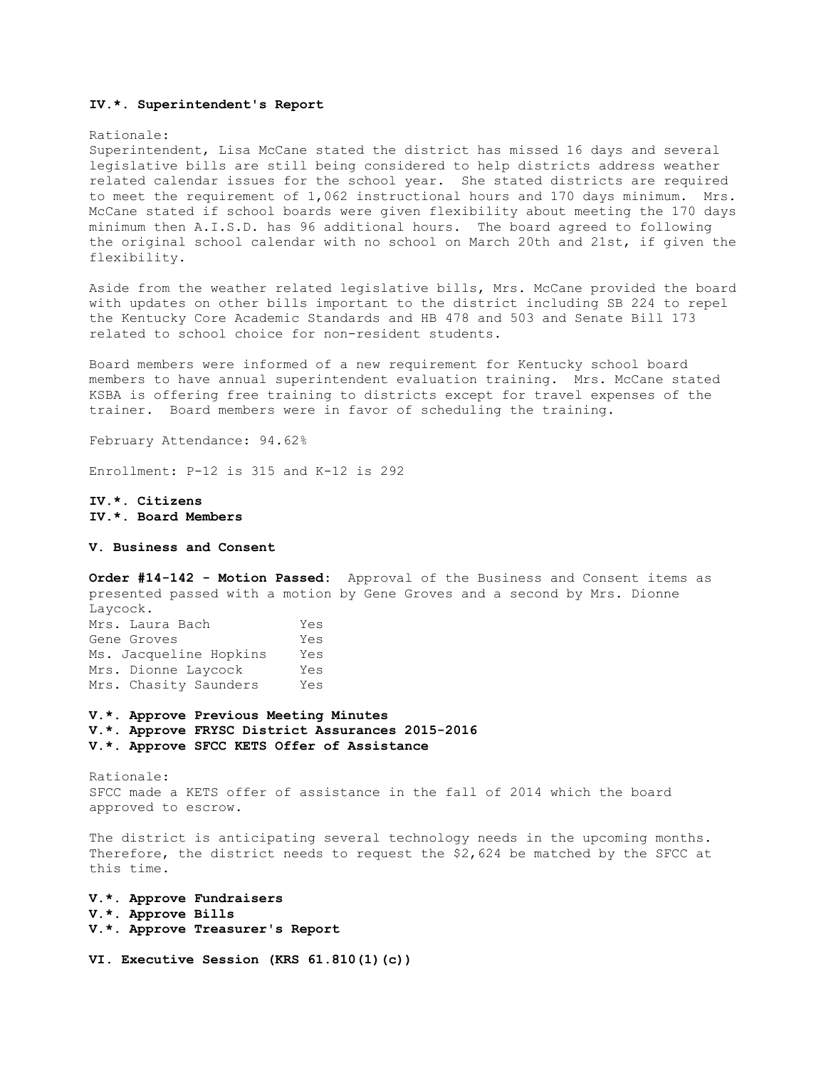**IV.*. Superintendent's Report**

Rationale:
Superintendent, Lisa McCane stated the district has missed 16 days and several legislative bills are still being considered to help districts address weather related calendar issues for the school year. She stated districts are required to meet the requirement of 1,062 instructional hours and 170 days minimum. Mrs. McCane stated if school boards were given flexibility about meeting the 170 days minimum then A.I.S.D. has 96 additional hours. The board agreed to following the original school calendar with no school on March 20th and 21st, if given the flexibility.

Aside from the weather related legislative bills, Mrs. McCane provided the board with updates on other bills important to the district including SB 224 to repel the Kentucky Core Academic Standards and HB 478 and 503 and Senate Bill 173 related to school choice for non-resident students.

Board members were informed of a new requirement for Kentucky school board members to have annual superintendent evaluation training. Mrs. McCane stated KSBA is offering free training to districts except for travel expenses of the trainer. Board members were in favor of scheduling the training.

February Attendance: 94.62%

Enrollment: P-12 is 315 and K-12 is 292

**IV.*. Citizens**
**IV.*. Board Members**

**V. Business and Consent**

**Order #14-142 - Motion Passed:** Approval of the Business and Consent items as presented passed with a motion by Gene Groves and a second by Mrs. Dionne Laycock.

| | |
|---|---|
| Mrs. Laura Bach | Yes |
| Gene Groves | Yes |
| Ms. Jacqueline Hopkins | Yes |
| Mrs. Dionne Laycock | Yes |
| Mrs. Chasity Saunders | Yes |

**V.*. Approve Previous Meeting Minutes**
**V.*. Approve FRYSC District Assurances 2015-2016**
**V.*. Approve SFCC KETS Offer of Assistance**

Rationale:
SFCC made a KETS offer of assistance in the fall of 2014 which the board approved to escrow.

The district is anticipating several technology needs in the upcoming months. Therefore, the district needs to request the $2,624 be matched by the SFCC at this time.

**V.*. Approve Fundraisers**
**V.*. Approve Bills**
**V.*. Approve Treasurer's Report**

**VI. Executive Session (KRS 61.810(1)(c))**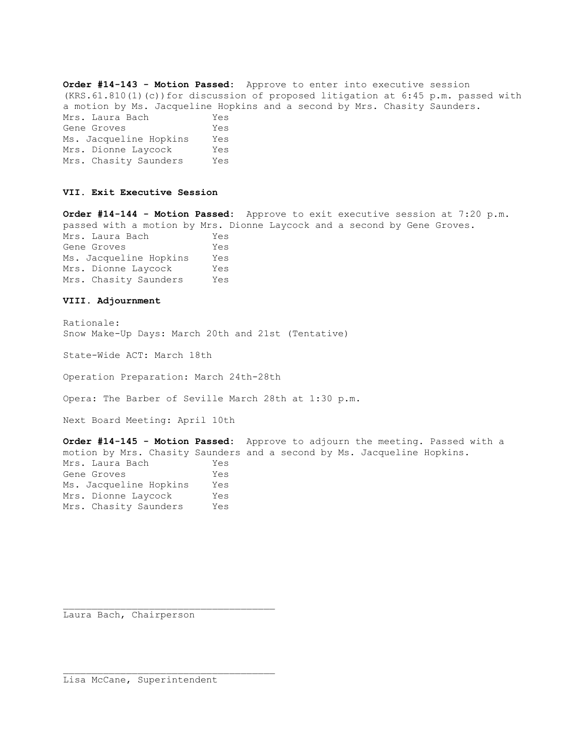**Order #14-143 - Motion Passed:** Approve to enter into executive session (KRS.61.810(1)(c))for discussion of proposed litigation at 6:45 p.m. passed with a motion by Ms. Jacqueline Hopkins and a second by Mrs. Chasity Saunders.

| | |
|---|---|
| Mrs. Laura Bach | Yes |
| Gene Groves | Yes |
| Ms. Jacqueline Hopkins | Yes |
| Mrs. Dionne Laycock | Yes |
| Mrs. Chasity Saunders | Yes |

### VII. Exit Executive Session

**Order #14-144 - Motion Passed:** Approve to exit executive session at 7:20 p.m. passed with a motion by Mrs. Dionne Laycock and a second by Gene Groves.

| | |
|---|---|
| Mrs. Laura Bach | Yes |
| Gene Groves | Yes |
| Ms. Jacqueline Hopkins | Yes |
| Mrs. Dionne Laycock | Yes |
| Mrs. Chasity Saunders | Yes |

### VIII. Adjournment

Rationale:
Snow Make-Up Days: March 20th and 21st (Tentative)

State-Wide ACT: March 18th

Operation Preparation: March 24th-28th

Opera: The Barber of Seville March 28th at 1:30 p.m.

Next Board Meeting: April 10th

**Order #14-145 - Motion Passed:** Approve to adjourn the meeting. Passed with a motion by Mrs. Chasity Saunders and a second by Ms. Jacqueline Hopkins.

| | |
|---|---|
| Mrs. Laura Bach | Yes |
| Gene Groves | Yes |
| Ms. Jacqueline Hopkins | Yes |
| Mrs. Dionne Laycock | Yes |
| Mrs. Chasity Saunders | Yes |

_____________________________________
Laura Bach, Chairperson

_____________________________________
Lisa McCane, Superintendent